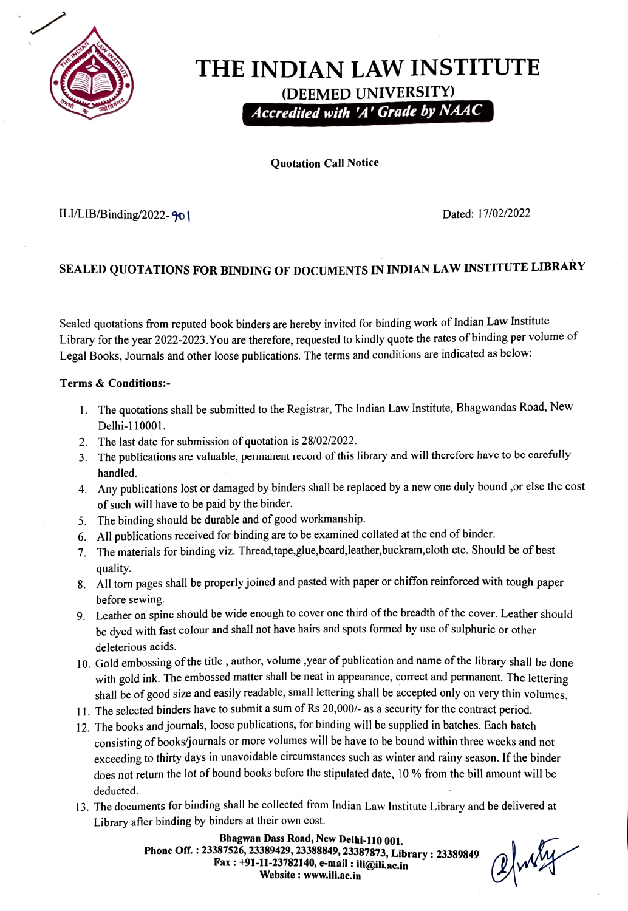# THE INDIAN LAW INSTITUTE

**(DEEMED UNIVERSITY)**

***Accredited with 'A' Grade by NAAC***

**Quotation Call Notice**

ILI/LIB/Binding/2022-901 Dated: 17/02/2022

**SEALED QUOTATIONS FOR BINDING OF DOCUMENTS IN INDIAN LAW INSTITUTE LIBRARY**

Sealed quotations from reputed book binders are hereby invited for binding work of Indian Law Institute Library for the year 2022-2023.You are therefore, requested to kindly quote the rates of binding per volume of Legal Books, Journals and other loose publications. The terms and conditions are indicated as below:

**Terms & Conditions:-**

1. The quotations shall be submitted to the Registrar, The Indian Law Institute, Bhagwandas Road, New Delhi-110001.
2. The last date for submission of quotation is 28/02/2022.
3. The publications are valuable, permanent record of this library and will therefore have to be carefully handled.
4. Any publications lost or damaged by binders shall be replaced by a new one duly bound ,or else the cost of such will have to be paid by the binder.
5. The binding should be durable and of good workmanship.
6. All publications received for binding are to be examined collated at the end of binder.
7. The materials for binding viz. Thread,tape,glue,board,leather,buckram,cloth etc. Should be of best quality.
8. All torn pages shall be properly joined and pasted with paper or chiffon reinforced with tough paper before sewing.
9. Leather on spine should be wide enough to cover one third of the breadth of the cover. Leather should be dyed with fast colour and shall not have hairs and spots formed by use of sulphuric or other deleterious acids.
10. Gold embossing of the title , author, volume ,year of publication and name of the library shall be done with gold ink. The embossed matter shall be neat in appearance, correct and permanent. The lettering shall be of good size and easily readable, small lettering shall be accepted only on very thin volumes.
11. The selected binders have to submit a sum of Rs 20,000/- as a security for the contract period.
12. The books and journals, loose publications, for binding will be supplied in batches. Each batch consisting of books/journals or more volumes will be have to be bound within three weeks and not exceeding to thirty days in unavoidable circumstances such as winter and rainy season. If the binder does not return the lot of bound books before the stipulated date, 10 % from the bill amount will be deducted.
13. The documents for binding shall be collected from Indian Law Institute Library and be delivered at Library after binding by binders at their own cost.

**Bhagwan Dass Road, New Delhi-110 001.**
**Phone Off. : 23387526, 23389429, 23388849, 23387873, Library : 23389849**
**Fax : +91-11-23782140, e-mail : ili@ili.ac.in**
**Website : www.ili.ac.in**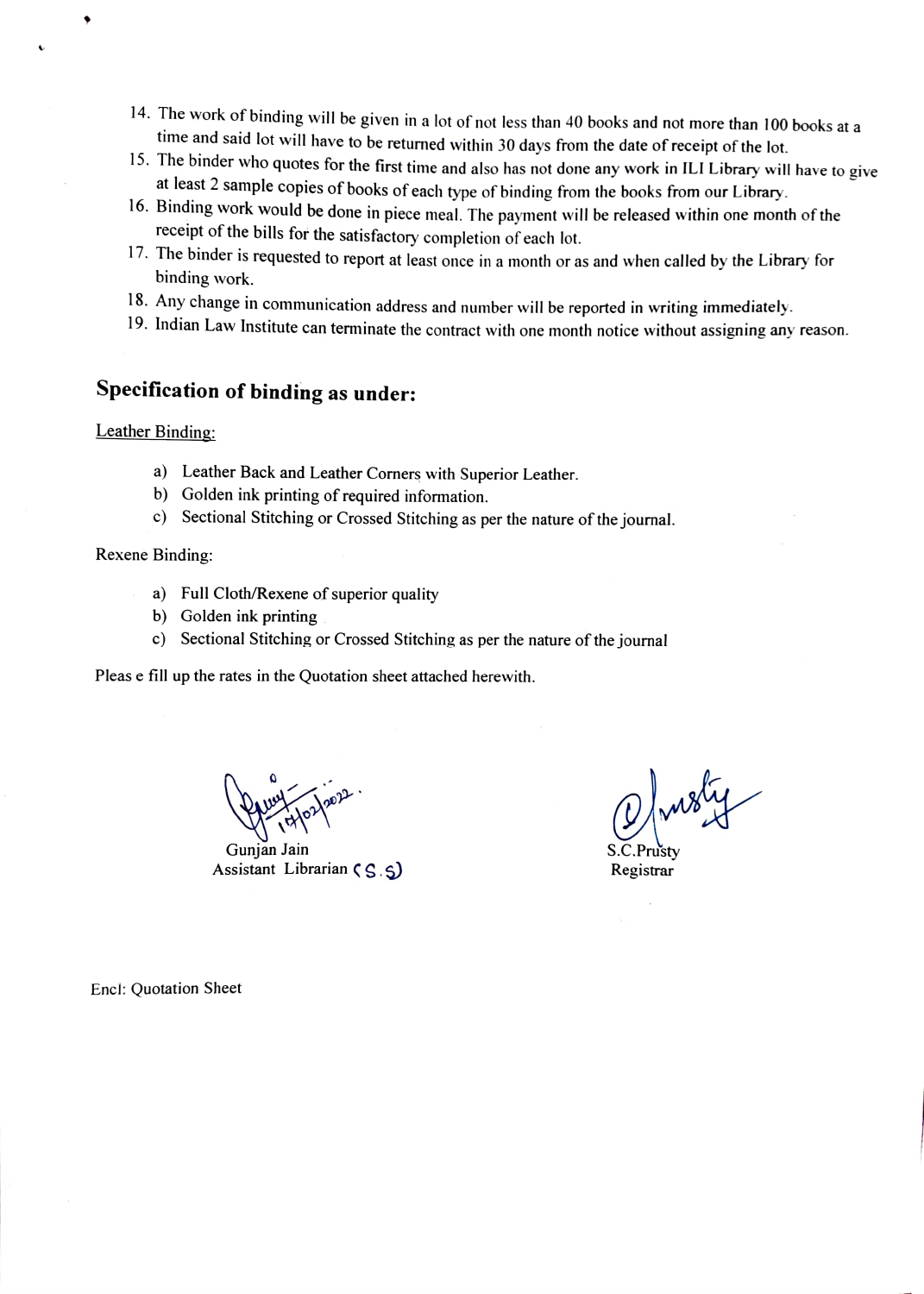14. The work of binding will be given in a lot of not less than 40 books and not more than 100 books at a time and said lot will have to be returned within 30 days from the date of receipt of the lot.
15. The binder who quotes for the first time and also has not done any work in ILI Library will have to give at least 2 sample copies of books of each type of binding from the books from our Library.
16. Binding work would be done in piece meal. The payment will be released within one month of the receipt of the bills for the satisfactory completion of each lot.
17. The binder is requested to report at least once in a month or as and when called by the Library for binding work.
18. Any change in communication address and number will be reported in writing immediately.
19. Indian Law Institute can terminate the contract with one month notice without assigning any reason.

## Specification of binding as under:

Leather Binding:

a) Leather Back and Leather Corners with Superior Leather.
b) Golden ink printing of required information.
c) Sectional Stitching or Crossed Stitching as per the nature of the journal.

Rexene Binding:

a) Full Cloth/Rexene of superior quality
b) Golden ink printing
c) Sectional Stitching or Crossed Stitching as per the nature of the journal

Pleas e fill up the rates in the Quotation sheet attached herewith.

17/02/2022

Gunjan Jain
Assistant Librarian (S.S)

S.C.Prusty
Registrar

Encl: Quotation Sheet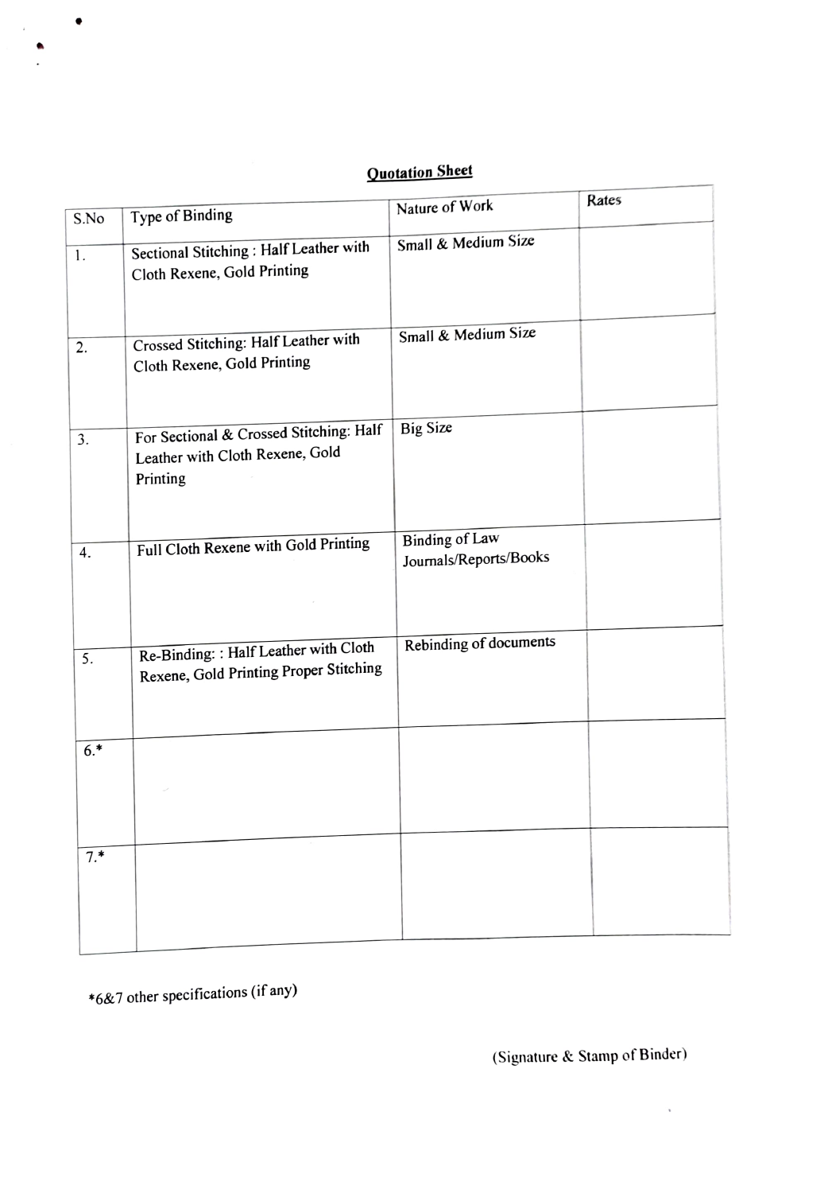## Quotation Sheet

| S.No | Type of Binding | Nature of Work | Rates |
|---|---|---|---|
| 1. | Sectional Stitching : Half Leather with Cloth Rexene, Gold Printing | Small & Medium Size | |
| 2. | Crossed Stitching: Half Leather with Cloth Rexene, Gold Printing | Small & Medium Size | |
| 3. | For Sectional & Crossed Stitching: Half Leather with Cloth Rexene, Gold Printing | Big Size | |
| 4. | Full Cloth Rexene with Gold Printing | Binding of Law Journals/Reports/Books | |
| 5. | Re-Binding: : Half Leather with Cloth Rexene, Gold Printing Proper Stitching | Rebinding of documents | |
| 6.* | | | |
| 7.* | | | |

*6&7 other specifications (if any)

(Signature & Stamp of Binder)